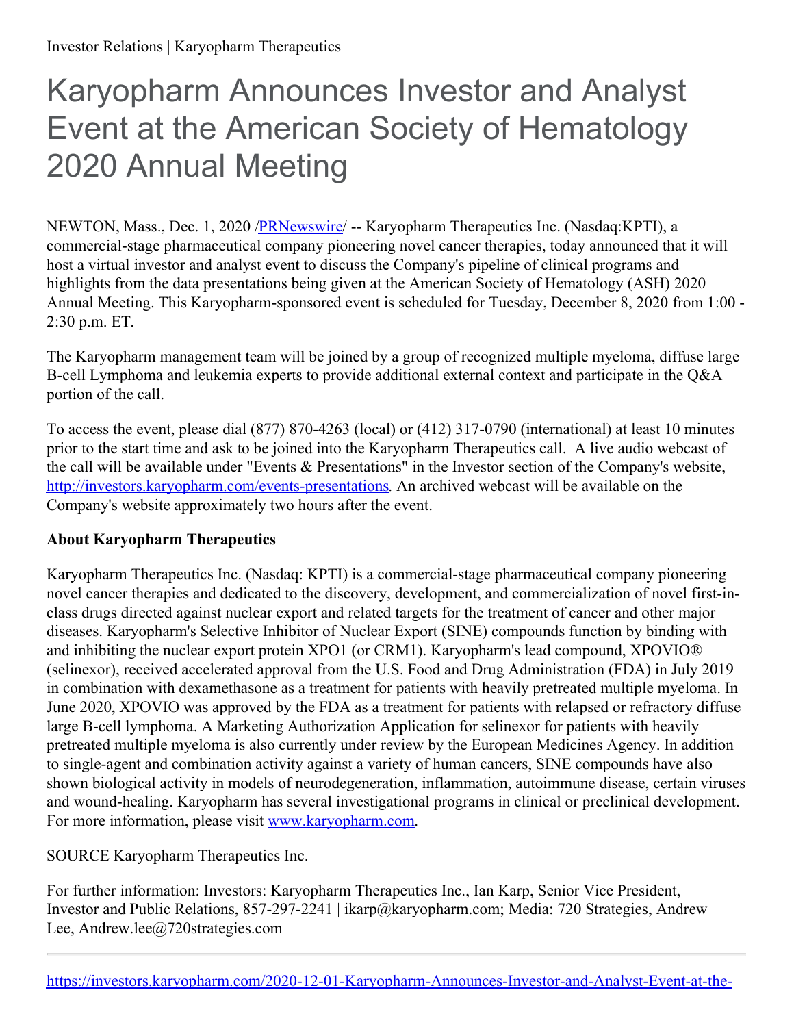Investor Relations | Karyopharm Therapeutics

# Karyopharm Announces Investor and Analyst Event at the American Society of Hematology 2020 Annual Meeting

NEWTON, Mass., Dec. 1, 2020 /[PRNewswire](http://www.prnewswire.com/)/ -- Karyopharm Therapeutics Inc. (Nasdaq:KPTI), a commercial-stage pharmaceutical company pioneering novel cancer therapies, today announced that it will host a virtual investor and analyst event to discuss the Company's pipeline of clinical programs and highlights from the data presentations being given at the American Society of Hematology (ASH) 2020 Annual Meeting. This Karyopharm-sponsored event is scheduled for Tuesday, December 8, 2020 from 1:00 - 2:30 p.m. ET.

The Karyopharm management team will be joined by a group of recognized multiple myeloma, diffuse large B-cell Lymphoma and leukemia experts to provide additional external context and participate in the Q&A portion of the call.

To access the event, please dial (877) 870-4263 (local) or (412) 317-0790 (international) at least 10 minutes prior to the start time and ask to be joined into the Karyopharm Therapeutics call. A live audio webcast of the call will be available under "Events & Presentations" in the Investor section of the Company's website, [http://investors.karyopharm.com/events-presentations](http://investors.karyopharm.com/events-presentations). An archived webcast will be available on the Company's website approximately two hours after the event.

**About Karyopharm Therapeutics**

Karyopharm Therapeutics Inc. (Nasdaq: KPTI) is a commercial-stage pharmaceutical company pioneering novel cancer therapies and dedicated to the discovery, development, and commercialization of novel first-in-class drugs directed against nuclear export and related targets for the treatment of cancer and other major diseases. Karyopharm's Selective Inhibitor of Nuclear Export (SINE) compounds function by binding with and inhibiting the nuclear export protein XPO1 (or CRM1). Karyopharm's lead compound, XPOVIO® (selinexor), received accelerated approval from the U.S. Food and Drug Administration (FDA) in July 2019 in combination with dexamethasone as a treatment for patients with heavily pretreated multiple myeloma. In June 2020, XPOVIO was approved by the FDA as a treatment for patients with relapsed or refractory diffuse large B-cell lymphoma. A Marketing Authorization Application for selinexor for patients with heavily pretreated multiple myeloma is also currently under review by the European Medicines Agency. In addition to single-agent and combination activity against a variety of human cancers, SINE compounds have also shown biological activity in models of neurodegeneration, inflammation, autoimmune disease, certain viruses and wound-healing. Karyopharm has several investigational programs in clinical or preclinical development. For more information, please visit [www.karyopharm.com](http://www.karyopharm.com).

SOURCE Karyopharm Therapeutics Inc.

For further information: Investors: Karyopharm Therapeutics Inc., Ian Karp, Senior Vice President, Investor and Public Relations, 857-297-2241 | ikarp@karyopharm.com; Media: 720 Strategies, Andrew Lee, Andrew.lee@720strategies.com

---

https://investors.karyopharm.com/2020-12-01-Karyopharm-Announces-Investor-and-Analyst-Event-at-the-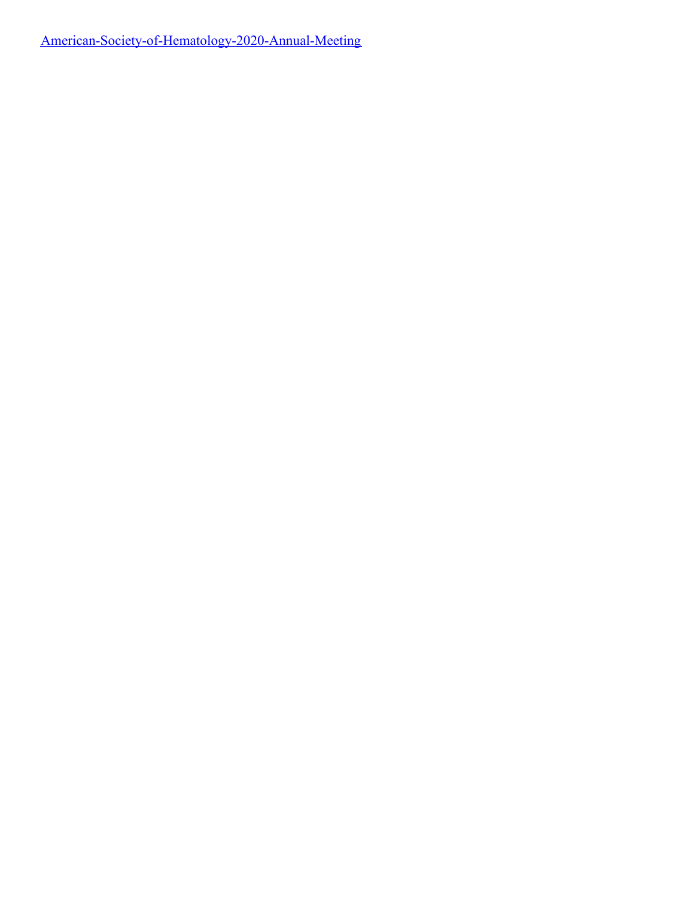[American-Society-of-Hematology-2020-Annual-Meeting]()